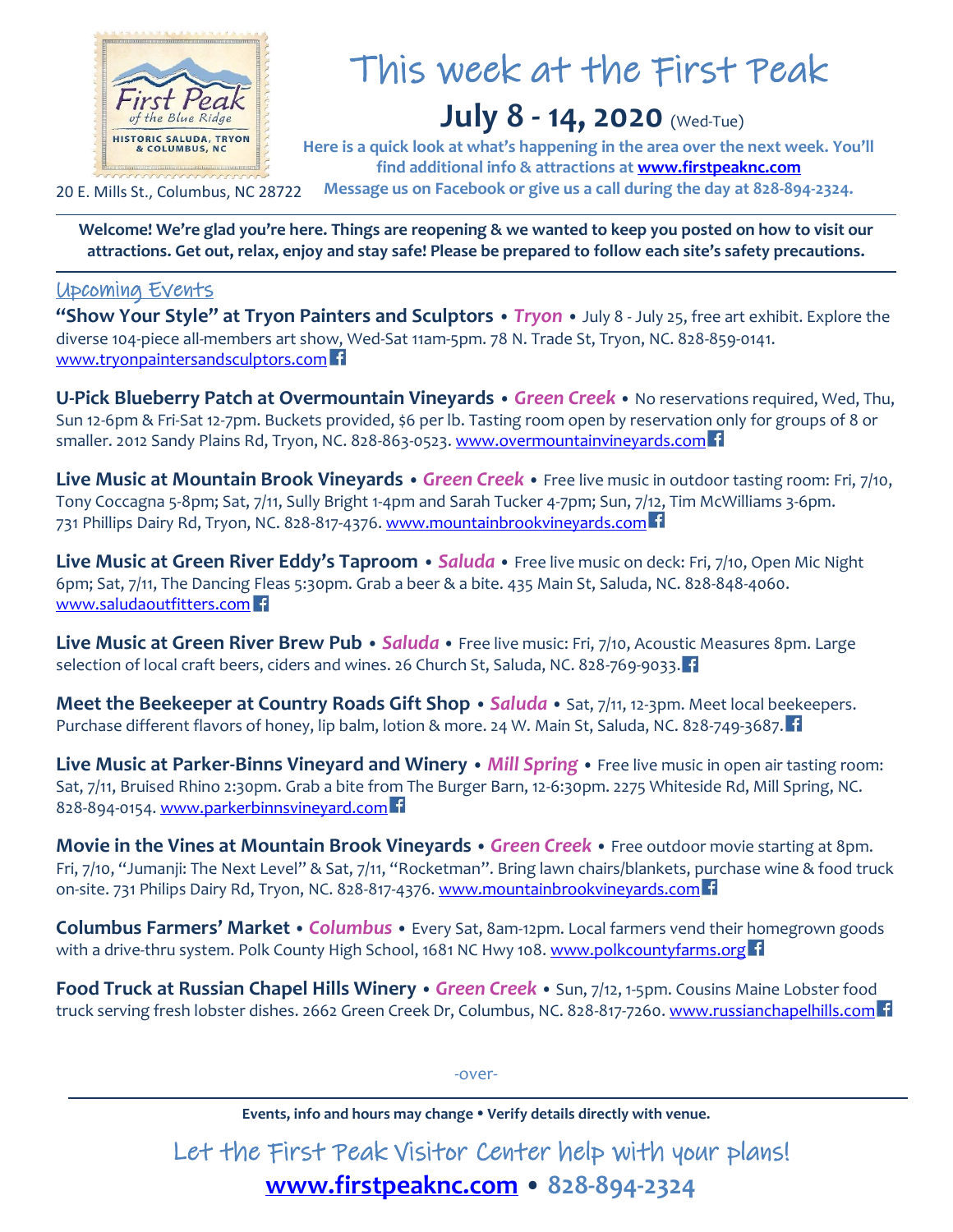# This week at the First Peak

## July 8 - 14, 2020 (Wed-Tue)

First Peak of the Blue Ridge
HISTORIC SALUDA, TRYON & COLUMBUS, NC

20 E. Mills St., Columbus, NC 28722

**Here is a quick look at what's happening in the area over the next week. You'll find additional info & attractions at [www.firstpeaknc.com](http://www.firstpeaknc.com)**
**Message us on Facebook or give us a call during the day at 828-894-2324.**

**Welcome! We're glad you're here. Things are reopening & we wanted to keep you posted on how to visit our attractions. Get out, relax, enjoy and stay safe! Please be prepared to follow each site's safety precautions.**

## Upcoming Events

**"Show Your Style" at Tryon Painters and Sculptors • *Tryon*** • July 8 - July 25, free art exhibit. Explore the diverse 104-piece all-members art show, Wed-Sat 11am-5pm. 78 N. Trade St, Tryon, NC. 828-859-0141. [www.tryonpaintersandsculptors.com](http://www.tryonpaintersandsculptors.com)

**U-Pick Blueberry Patch at Overmountain Vineyards • *Green Creek*** • No reservations required, Wed, Thu, Sun 12-6pm & Fri-Sat 12-7pm. Buckets provided, $6 per lb. Tasting room open by reservation only for groups of 8 or smaller. 2012 Sandy Plains Rd, Tryon, NC. 828-863-0523. [www.overmountainvineyards.com](http://www.overmountainvineyards.com)

**Live Music at Mountain Brook Vineyards • *Green Creek*** • Free live music in outdoor tasting room: Fri, 7/10, Tony Coccagna 5-8pm; Sat, 7/11, Sully Bright 1-4pm and Sarah Tucker 4-7pm; Sun, 7/12, Tim McWilliams 3-6pm. 731 Phillips Dairy Rd, Tryon, NC. 828-817-4376. [www.mountainbrookvineyards.com](http://www.mountainbrookvineyards.com)

**Live Music at Green River Eddy's Taproom • *Saluda*** • Free live music on deck: Fri, 7/10, Open Mic Night 6pm; Sat, 7/11, The Dancing Fleas 5:30pm. Grab a beer & a bite. 435 Main St, Saluda, NC. 828-848-4060. [www.saludaoutfitters.com](http://www.saludaoutfitters.com)

**Live Music at Green River Brew Pub • *Saluda*** • Free live music: Fri, 7/10, Acoustic Measures 8pm. Large selection of local craft beers, ciders and wines. 26 Church St, Saluda, NC. 828-769-9033.

**Meet the Beekeeper at Country Roads Gift Shop • *Saluda*** • Sat, 7/11, 12-3pm. Meet local beekeepers. Purchase different flavors of honey, lip balm, lotion & more. 24 W. Main St, Saluda, NC. 828-749-3687.

**Live Music at Parker-Binns Vineyard and Winery • *Mill Spring*** • Free live music in open air tasting room: Sat, 7/11, Bruised Rhino 2:30pm. Grab a bite from The Burger Barn, 12-6:30pm. 2275 Whiteside Rd, Mill Spring, NC. 828-894-0154. [www.parkerbinnsvineyard.com](http://www.parkerbinnsvineyard.com)

**Movie in the Vines at Mountain Brook Vineyards • *Green Creek*** • Free outdoor movie starting at 8pm. Fri, 7/10, "Jumanji: The Next Level" & Sat, 7/11, "Rocketman". Bring lawn chairs/blankets, purchase wine & food truck on-site. 731 Philips Dairy Rd, Tryon, NC. 828-817-4376. [www.mountainbrookvineyards.com](http://www.mountainbrookvineyards.com)

**Columbus Farmers' Market • *Columbus*** • Every Sat, 8am-12pm. Local farmers vend their homegrown goods with a drive-thru system. Polk County High School, 1681 NC Hwy 108. [www.polkcountyfarms.org](http://www.polkcountyfarms.org)

**Food Truck at Russian Chapel Hills Winery • *Green Creek*** • Sun, 7/12, 1-5pm. Cousins Maine Lobster food truck serving fresh lobster dishes. 2662 Green Creek Dr, Columbus, NC. 828-817-7260. [www.russianchapelhills.com](http://www.russianchapelhills.com)

-over-

**Events, info and hours may change • Verify details directly with venue.**

Let the First Peak Visitor Center help with your plans!

**[www.firstpeaknc.com](http://www.firstpeaknc.com) • 828-894-2324**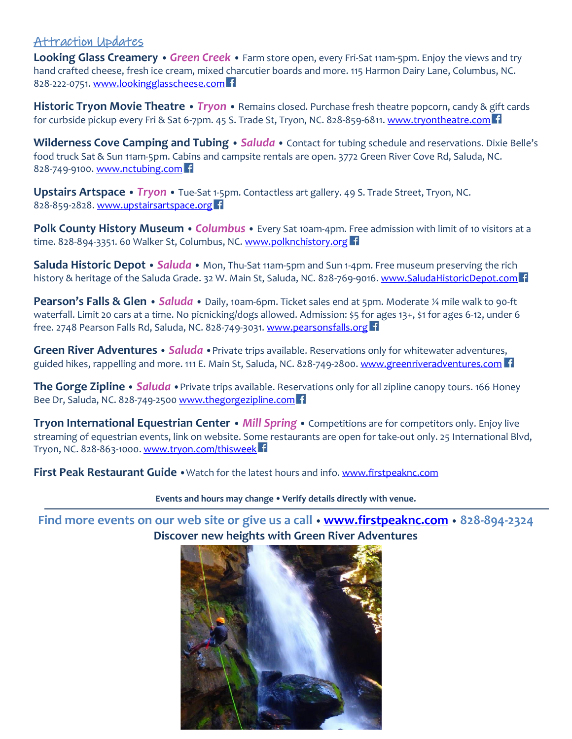## Attraction Updates

**Looking Glass Creamery** • ***Green Creek*** • Farm store open, every Fri-Sat 11am-5pm. Enjoy the views and try hand crafted cheese, fresh ice cream, mixed charcutier boards and more. 115 Harmon Dairy Lane, Columbus, NC. 828-222-0751. www.lookingglasscheese.com

**Historic Tryon Movie Theatre** • ***Tryon*** • Remains closed. Purchase fresh theatre popcorn, candy & gift cards for curbside pickup every Fri & Sat 6-7pm. 45 S. Trade St, Tryon, NC. 828-859-6811. www.tryontheatre.com

**Wilderness Cove Camping and Tubing** • ***Saluda*** • Contact for tubing schedule and reservations. Dixie Belle's food truck Sat & Sun 11am-5pm. Cabins and campsite rentals are open. 3772 Green River Cove Rd, Saluda, NC. 828-749-9100. www.nctubing.com

**Upstairs Artspace** • ***Tryon*** • Tue-Sat 1-5pm. Contactless art gallery. 49 S. Trade Street, Tryon, NC. 828-859-2828. www.upstairsartspace.org

**Polk County History Museum** • ***Columbus*** • Every Sat 10am-4pm. Free admission with limit of 10 visitors at a time. 828-894-3351. 60 Walker St, Columbus, NC. www.polknchistory.org

**Saluda Historic Depot** • ***Saluda*** • Mon, Thu-Sat 11am-5pm and Sun 1-4pm. Free museum preserving the rich history & heritage of the Saluda Grade. 32 W. Main St, Saluda, NC. 828-769-9016. www.SaludaHistoricDepot.com

**Pearson's Falls & Glen** • ***Saluda*** • Daily, 10am-6pm. Ticket sales end at 5pm. Moderate ¼ mile walk to 90-ft waterfall. Limit 20 cars at a time. No picnicking/dogs allowed. Admission: $5 for ages 13+, $1 for ages 6-12, under 6 free. 2748 Pearson Falls Rd, Saluda, NC. 828-749-3031. www.pearsonsfalls.org

**Green River Adventures** • ***Saluda*** • Private trips available. Reservations only for whitewater adventures, guided hikes, rappelling and more. 111 E. Main St, Saluda, NC. 828-749-2800. www.greenriveradventures.com

**The Gorge Zipline** • ***Saluda*** • Private trips available. Reservations only for all zipline canopy tours. 166 Honey Bee Dr, Saluda, NC. 828-749-2500 www.thegorgezipline.com

**Tryon International Equestrian Center** • ***Mill Spring*** • Competitions are for competitors only. Enjoy live streaming of equestrian events, link on website. Some restaurants are open for take-out only. 25 International Blvd, Tryon, NC. 828-863-1000. www.tryon.com/thisweek

**First Peak Restaurant Guide** • Watch for the latest hours and info. www.firstpeaknc.com

**Events and hours may change • Verify details directly with venue.**

---

**Find more events on our web site or give us a call • www.firstpeaknc.com • 828-894-2324**

**Discover new heights with Green River Adventures**